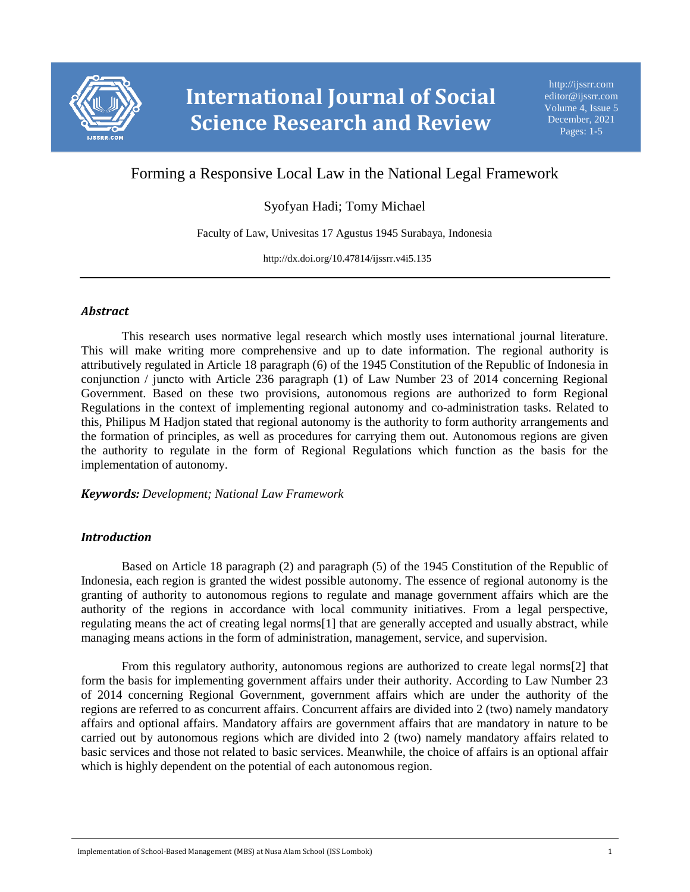# Forming a Responsive Local Law in the National Legal Framework

Syofyan Hadi; Tomy Michael

Faculty of Law, Univesitas 17 Agustus 1945 Surabaya, Indonesia

http://dx.doi.org/10.47814/ijssrr.v4i5.135

---

### *Abstract*

This research uses normative legal research which mostly uses international journal literature. This will make writing more comprehensive and up to date information. The regional authority is attributively regulated in Article 18 paragraph (6) of the 1945 Constitution of the Republic of Indonesia in conjunction / juncto with Article 236 paragraph (1) of Law Number 23 of 2014 concerning Regional Government. Based on these two provisions, autonomous regions are authorized to form Regional Regulations in the context of implementing regional autonomy and co-administration tasks. Related to this, Philipus M Hadjon stated that regional autonomy is the authority to form authority arrangements and the formation of principles, as well as procedures for carrying them out. Autonomous regions are given the authority to regulate in the form of Regional Regulations which function as the basis for the implementation of autonomy.

***Keywords:*** *Development; National Law Framework*

### *Introduction*

Based on Article 18 paragraph (2) and paragraph (5) of the 1945 Constitution of the Republic of Indonesia, each region is granted the widest possible autonomy. The essence of regional autonomy is the granting of authority to autonomous regions to regulate and manage government affairs which are the authority of the regions in accordance with local community initiatives. From a legal perspective, regulating means the act of creating legal norms[1] that are generally accepted and usually abstract, while managing means actions in the form of administration, management, service, and supervision.

From this regulatory authority, autonomous regions are authorized to create legal norms[2] that form the basis for implementing government affairs under their authority. According to Law Number 23 of 2014 concerning Regional Government, government affairs which are under the authority of the regions are referred to as concurrent affairs. Concurrent affairs are divided into 2 (two) namely mandatory affairs and optional affairs. Mandatory affairs are government affairs that are mandatory in nature to be carried out by autonomous regions which are divided into 2 (two) namely mandatory affairs related to basic services and those not related to basic services. Meanwhile, the choice of affairs is an optional affair which is highly dependent on the potential of each autonomous region.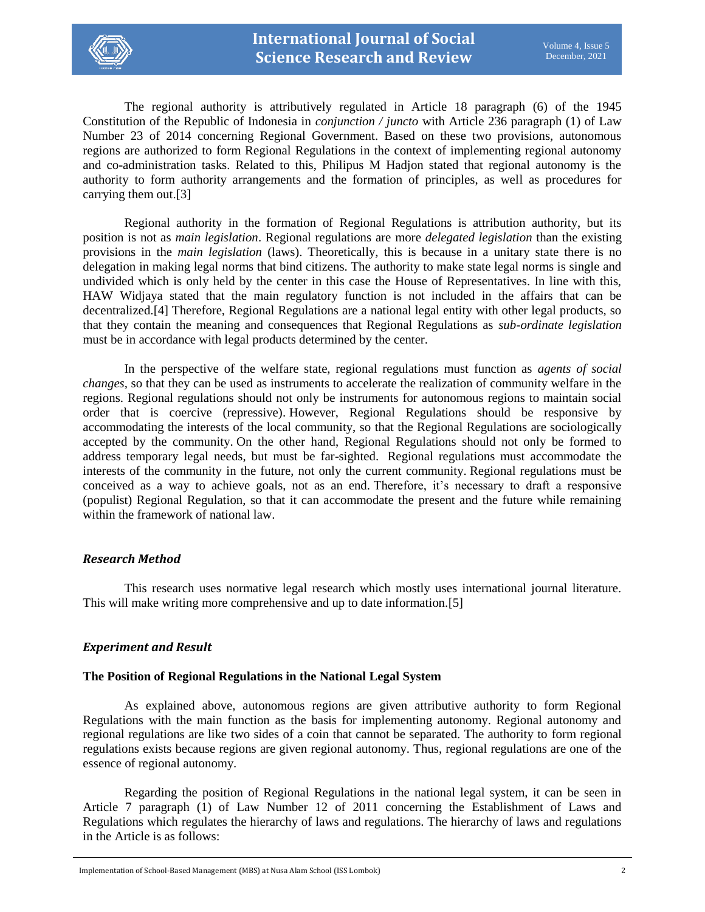The regional authority is attributively regulated in Article 18 paragraph (6) of the 1945 Constitution of the Republic of Indonesia in *conjunction / juncto* with Article 236 paragraph (1) of Law Number 23 of 2014 concerning Regional Government. Based on these two provisions, autonomous regions are authorized to form Regional Regulations in the context of implementing regional autonomy and co-administration tasks. Related to this, Philipus M Hadjon stated that regional autonomy is the authority to form authority arrangements and the formation of principles, as well as procedures for carrying them out.[3]

Regional authority in the formation of Regional Regulations is attribution authority, but its position is not as *main legislation*. Regional regulations are more *delegated legislation* than the existing provisions in the *main legislation* (laws). Theoretically, this is because in a unitary state there is no delegation in making legal norms that bind citizens. The authority to make state legal norms is single and undivided which is only held by the center in this case the House of Representatives. In line with this, HAW Widjaya stated that the main regulatory function is not included in the affairs that can be decentralized.[4] Therefore, Regional Regulations are a national legal entity with other legal products, so that they contain the meaning and consequences that Regional Regulations as *sub-ordinate legislation* must be in accordance with legal products determined by the center.

In the perspective of the welfare state, regional regulations must function as *agents of social changes*, so that they can be used as instruments to accelerate the realization of community welfare in the regions. Regional regulations should not only be instruments for autonomous regions to maintain social order that is coercive (repressive). However, Regional Regulations should be responsive by accommodating the interests of the local community, so that the Regional Regulations are sociologically accepted by the community. On the other hand, Regional Regulations should not only be formed to address temporary legal needs, but must be far-sighted. Regional regulations must accommodate the interests of the community in the future, not only the current community. Regional regulations must be conceived as a way to achieve goals, not as an end. Therefore, it's necessary to draft a responsive (populist) Regional Regulation, so that it can accommodate the present and the future while remaining within the framework of national law.

### *Research Method*

This research uses normative legal research which mostly uses international journal literature. This will make writing more comprehensive and up to date information.[5]

### *Experiment and Result*

#### The Position of Regional Regulations in the National Legal System

As explained above, autonomous regions are given attributive authority to form Regional Regulations with the main function as the basis for implementing autonomy. Regional autonomy and regional regulations are like two sides of a coin that cannot be separated. The authority to form regional regulations exists because regions are given regional autonomy. Thus, regional regulations are one of the essence of regional autonomy.

Regarding the position of Regional Regulations in the national legal system, it can be seen in Article 7 paragraph (1) of Law Number 12 of 2011 concerning the Establishment of Laws and Regulations which regulates the hierarchy of laws and regulations. The hierarchy of laws and regulations in the Article is as follows: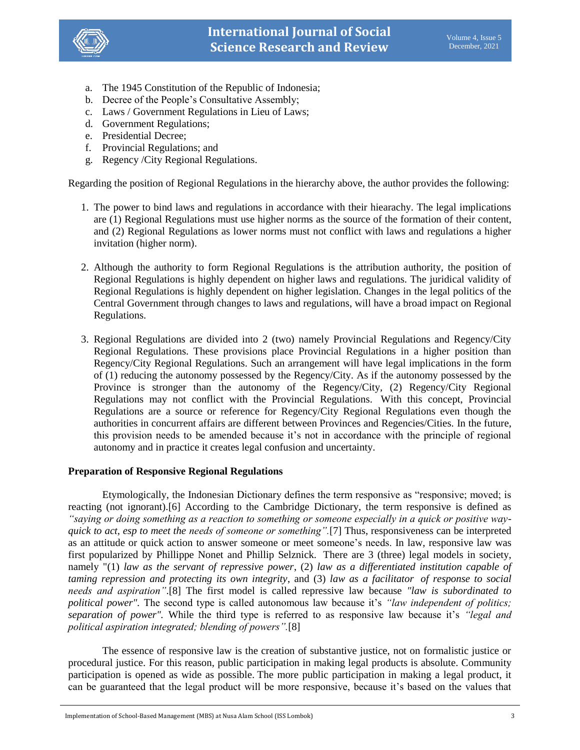a. The 1945 Constitution of the Republic of Indonesia;
b. Decree of the People's Consultative Assembly;
c. Laws / Government Regulations in Lieu of Laws;
d. Government Regulations;
e. Presidential Decree;
f. Provincial Regulations; and
g. Regency /City Regional Regulations.

Regarding the position of Regional Regulations in the hierarchy above, the author provides the following:

1. The power to bind laws and regulations in accordance with their hiearachy. The legal implications are (1) Regional Regulations must use higher norms as the source of the formation of their content, and (2) Regional Regulations as lower norms must not conflict with laws and regulations a higher invitation (higher norm).

2. Although the authority to form Regional Regulations is the attribution authority, the position of Regional Regulations is highly dependent on higher laws and regulations. The juridical validity of Regional Regulations is highly dependent on higher legislation. Changes in the legal politics of the Central Government through changes to laws and regulations, will have a broad impact on Regional Regulations.

3. Regional Regulations are divided into 2 (two) namely Provincial Regulations and Regency/City Regional Regulations. These provisions place Provincial Regulations in a higher position than Regency/City Regional Regulations. Such an arrangement will have legal implications in the form of (1) reducing the autonomy possessed by the Regency/City. As if the autonomy possessed by the Province is stronger than the autonomy of the Regency/City, (2) Regency/City Regional Regulations may not conflict with the Provincial Regulations. With this concept, Provincial Regulations are a source or reference for Regency/City Regional Regulations even though the authorities in concurrent affairs are different between Provinces and Regencies/Cities. In the future, this provision needs to be amended because it's not in accordance with the principle of regional autonomy and in practice it creates legal confusion and uncertainty.

**Preparation of Responsive Regional Regulations**

Etymologically, the Indonesian Dictionary defines the term responsive as "responsive; moved; is reacting (not ignorant).[6] According to the Cambridge Dictionary, the term responsive is defined as *"saying or doing something as a reaction to something or someone especially in a quick or positive way-quick to act, esp to meet the needs of someone or something"*.[7] Thus, responsiveness can be interpreted as an attitude or quick action to answer someone or meet someone's needs. In law, responsive law was first popularized by Phillippe Nonet and Phillip Selznick. There are 3 (three) legal models in society, namely "(1) *law as the servant of repressive power*, (2) *law as a differentiated institution capable of taming repression and protecting its own integrity*, and (3) *law as a facilitator of response to social needs and aspiration"*.[8] The first model is called repressive law because *"law is subordinated to political power"*. The second type is called autonomous law because it's *"law independent of politics; separation of power"*. While the third type is referred to as responsive law because it's *"legal and political aspiration integrated; blending of powers"*.[8]

The essence of responsive law is the creation of substantive justice, not on formalistic justice or procedural justice. For this reason, public participation in making legal products is absolute. Community participation is opened as wide as possible. The more public participation in making a legal product, it can be guaranteed that the legal product will be more responsive, because it's based on the values that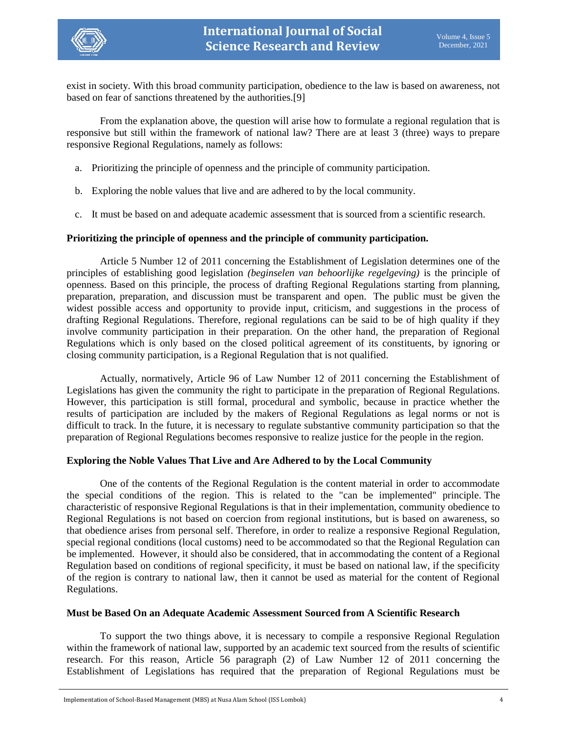exist in society. With this broad community participation, obedience to the law is based on awareness, not based on fear of sanctions threatened by the authorities.[9]

From the explanation above, the question will arise how to formulate a regional regulation that is responsive but still within the framework of national law? There are at least 3 (three) ways to prepare responsive Regional Regulations, namely as follows:

a. Prioritizing the principle of openness and the principle of community participation.

b. Exploring the noble values that live and are adhered to by the local community.

c. It must be based on and adequate academic assessment that is sourced from a scientific research.

**Prioritizing the principle of openness and the principle of community participation.**

Article 5 Number 12 of 2011 concerning the Establishment of Legislation determines one of the principles of establishing good legislation *(beginselen van behoorlijke regelgeving)* is the principle of openness. Based on this principle, the process of drafting Regional Regulations starting from planning, preparation, preparation, and discussion must be transparent and open. The public must be given the widest possible access and opportunity to provide input, criticism, and suggestions in the process of drafting Regional Regulations. Therefore, regional regulations can be said to be of high quality if they involve community participation in their preparation. On the other hand, the preparation of Regional Regulations which is only based on the closed political agreement of its constituents, by ignoring or closing community participation, is a Regional Regulation that is not qualified.

Actually, normatively, Article 96 of Law Number 12 of 2011 concerning the Establishment of Legislations has given the community the right to participate in the preparation of Regional Regulations. However, this participation is still formal, procedural and symbolic, because in practice whether the results of participation are included by the makers of Regional Regulations as legal norms or not is difficult to track. In the future, it is necessary to regulate substantive community participation so that the preparation of Regional Regulations becomes responsive to realize justice for the people in the region.

**Exploring the Noble Values That Live and Are Adhered to by the Local Community**

One of the contents of the Regional Regulation is the content material in order to accommodate the special conditions of the region. This is related to the "can be implemented" principle. The characteristic of responsive Regional Regulations is that in their implementation, community obedience to Regional Regulations is not based on coercion from regional institutions, but is based on awareness, so that obedience arises from personal self. Therefore, in order to realize a responsive Regional Regulation, special regional conditions (local customs) need to be accommodated so that the Regional Regulation can be implemented. However, it should also be considered, that in accommodating the content of a Regional Regulation based on conditions of regional specificity, it must be based on national law, if the specificity of the region is contrary to national law, then it cannot be used as material for the content of Regional Regulations.

**Must be Based On an Adequate Academic Assessment Sourced from A Scientific Research**

To support the two things above, it is necessary to compile a responsive Regional Regulation within the framework of national law, supported by an academic text sourced from the results of scientific research. For this reason, Article 56 paragraph (2) of Law Number 12 of 2011 concerning the Establishment of Legislations has required that the preparation of Regional Regulations must be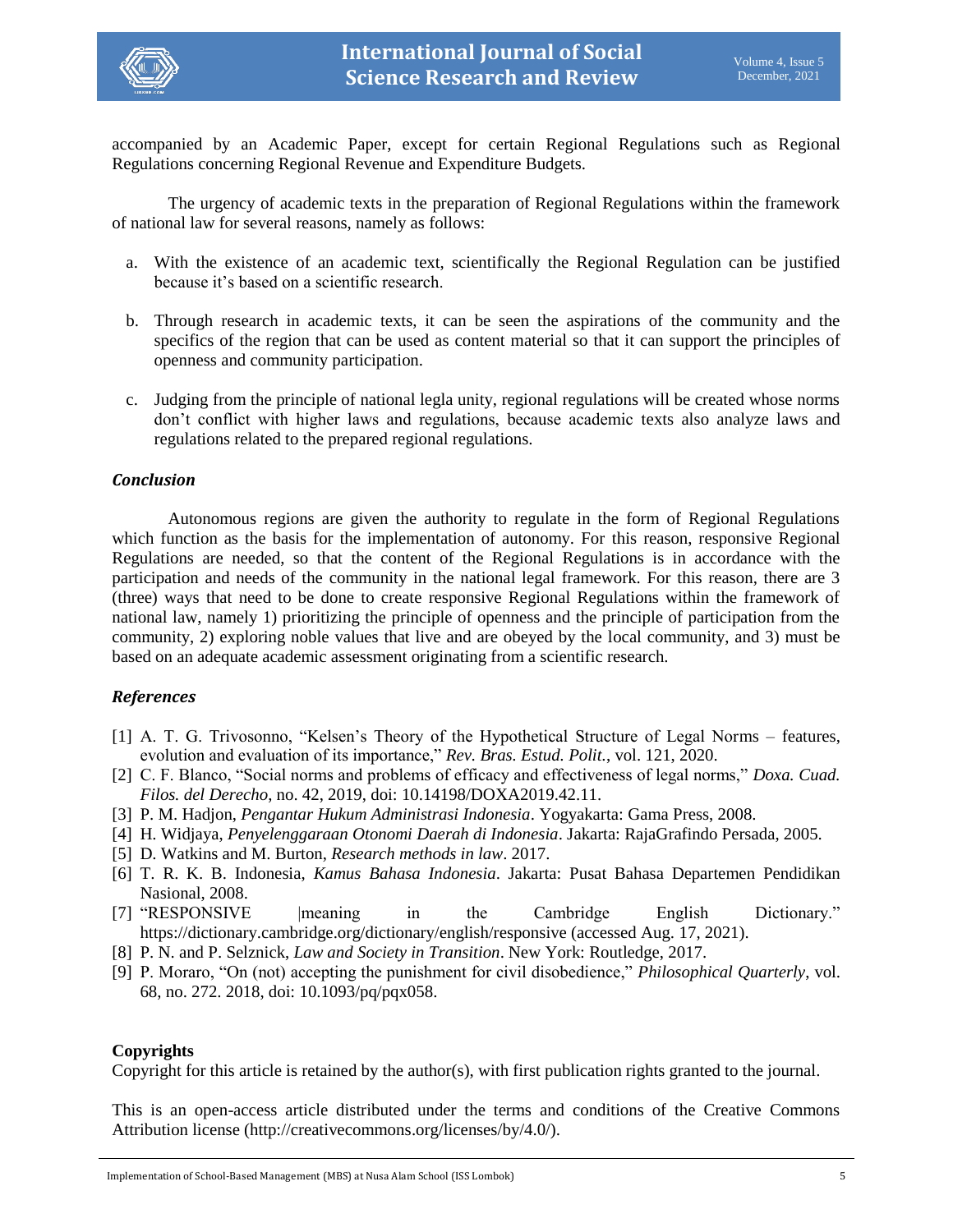accompanied by an Academic Paper, except for certain Regional Regulations such as Regional Regulations concerning Regional Revenue and Expenditure Budgets.

The urgency of academic texts in the preparation of Regional Regulations within the framework of national law for several reasons, namely as follows:

a. With the existence of an academic text, scientifically the Regional Regulation can be justified because it's based on a scientific research.

b. Through research in academic texts, it can be seen the aspirations of the community and the specifics of the region that can be used as content material so that it can support the principles of openness and community participation.

c. Judging from the principle of national legla unity, regional regulations will be created whose norms don't conflict with higher laws and regulations, because academic texts also analyze laws and regulations related to the prepared regional regulations.

### *Conclusion*

Autonomous regions are given the authority to regulate in the form of Regional Regulations which function as the basis for the implementation of autonomy. For this reason, responsive Regional Regulations are needed, so that the content of the Regional Regulations is in accordance with the participation and needs of the community in the national legal framework. For this reason, there are 3 (three) ways that need to be done to create responsive Regional Regulations within the framework of national law, namely 1) prioritizing the principle of openness and the principle of participation from the community, 2) exploring noble values that live and are obeyed by the local community, and 3) must be based on an adequate academic assessment originating from a scientific research.

### *References*

[1] A. T. G. Trivosonno, "Kelsen's Theory of the Hypothetical Structure of Legal Norms – features, evolution and evaluation of its importance," *Rev. Bras. Estud. Polit.*, vol. 121, 2020.
[2] C. F. Blanco, "Social norms and problems of efficacy and effectiveness of legal norms," *Doxa. Cuad. Filos. del Derecho*, no. 42, 2019, doi: 10.14198/DOXA2019.42.11.
[3] P. M. Hadjon, *Pengantar Hukum Administrasi Indonesia*. Yogyakarta: Gama Press, 2008.
[4] H. Widjaya, *Penyelenggaraan Otonomi Daerah di Indonesia*. Jakarta: RajaGrafindo Persada, 2005.
[5] D. Watkins and M. Burton, *Research methods in law*. 2017.
[6] T. R. K. B. Indonesia, *Kamus Bahasa Indonesia*. Jakarta: Pusat Bahasa Departemen Pendidikan Nasional, 2008.
[7] "RESPONSIVE |meaning in the Cambridge English Dictionary." https://dictionary.cambridge.org/dictionary/english/responsive (accessed Aug. 17, 2021).
[8] P. N. and P. Selznick, *Law and Society in Transition*. New York: Routledge, 2017.
[9] P. Moraro, "On (not) accepting the punishment for civil disobedience," *Philosophical Quarterly*, vol. 68, no. 272. 2018, doi: 10.1093/pq/pqx058.

**Copyrights**

Copyright for this article is retained by the author(s), with first publication rights granted to the journal.

This is an open-access article distributed under the terms and conditions of the Creative Commons Attribution license (http://creativecommons.org/licenses/by/4.0/).